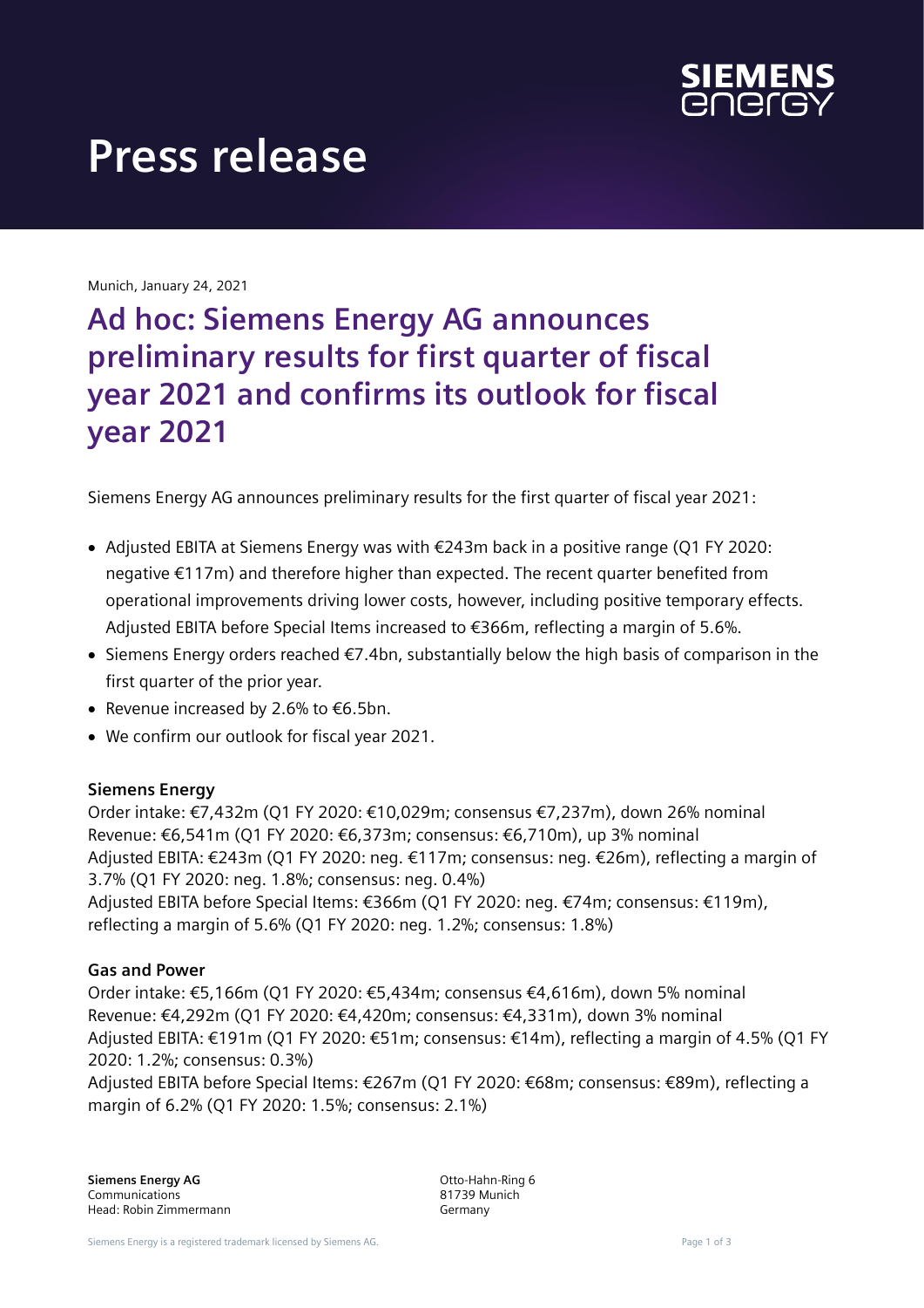# Press release

Munich, January 24, 2021

## Ad hoc: Siemens Energy AG announces preliminary results for first quarter of fiscal year 2021 and confirms its outlook for fiscal year 2021

Siemens Energy AG announces preliminary results for the first quarter of fiscal year 2021:

- Adjusted EBITA at Siemens Energy was with €243m back in a positive range (Q1 FY 2020: negative €117m) and therefore higher than expected. The recent quarter benefited from operational improvements driving lower costs, however, including positive temporary effects. Adjusted EBITA before Special Items increased to €366m, reflecting a margin of 5.6%.
- Siemens Energy orders reached €7.4bn, substantially below the high basis of comparison in the first quarter of the prior year.
- Revenue increased by 2.6% to €6.5bn.
- We confirm our outlook for fiscal year 2021.

**Siemens Energy**

Order intake: €7,432m (Q1 FY 2020: €10,029m; consensus €7,237m), down 26% nominal
Revenue: €6,541m (Q1 FY 2020: €6,373m; consensus: €6,710m), up 3% nominal
Adjusted EBITA: €243m (Q1 FY 2020: neg. €117m; consensus: neg. €26m), reflecting a margin of 3.7% (Q1 FY 2020: neg. 1.8%; consensus: neg. 0.4%)
Adjusted EBITA before Special Items: €366m (Q1 FY 2020: neg. €74m; consensus: €119m), reflecting a margin of 5.6% (Q1 FY 2020: neg. 1.2%; consensus: 1.8%)

**Gas and Power**

Order intake: €5,166m (Q1 FY 2020: €5,434m; consensus €4,616m), down 5% nominal
Revenue: €4,292m (Q1 FY 2020: €4,420m; consensus: €4,331m), down 3% nominal
Adjusted EBITA: €191m (Q1 FY 2020: €51m; consensus: €14m), reflecting a margin of 4.5% (Q1 FY 2020: 1.2%; consensus: 0.3%)
Adjusted EBITA before Special Items: €267m (Q1 FY 2020: €68m; consensus: €89m), reflecting a margin of 6.2% (Q1 FY 2020: 1.5%; consensus: 2.1%)

**Siemens Energy AG**
Communications
Head: Robin Zimmermann

Otto-Hahn-Ring 6
81739 Munich
Germany

Siemens Energy is a registered trademark licensed by Siemens AG.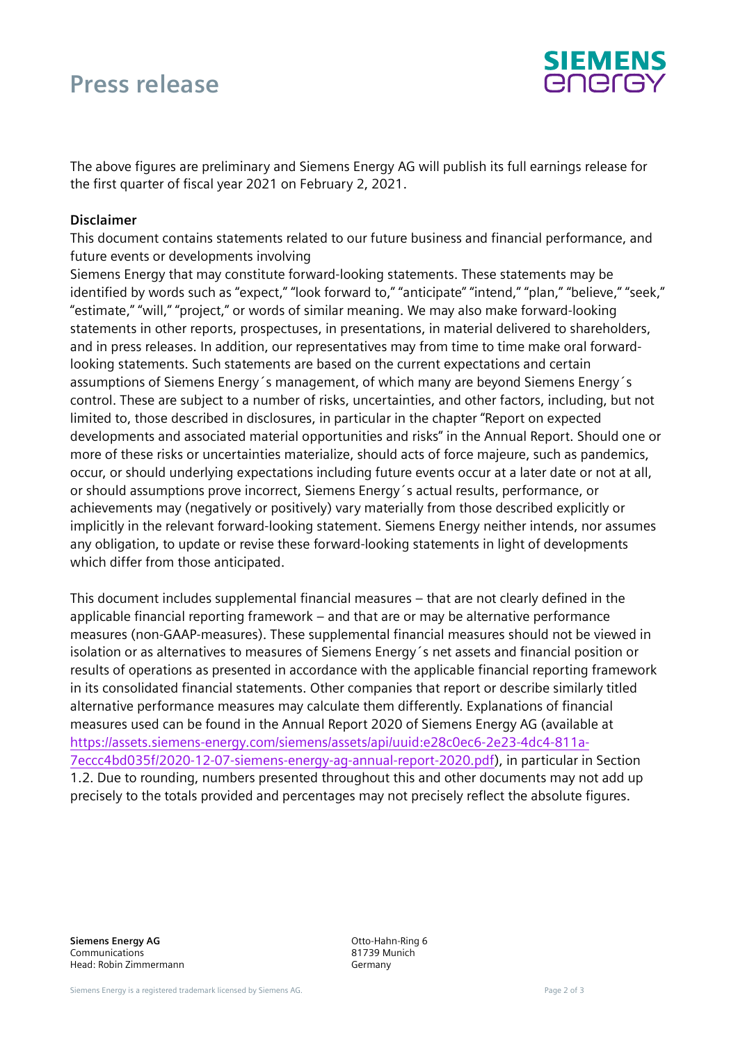The above figures are preliminary and Siemens Energy AG will publish its full earnings release for the first quarter of fiscal year 2021 on February 2, 2021.

**Disclaimer**

This document contains statements related to our future business and financial performance, and future events or developments involving
Siemens Energy that may constitute forward-looking statements. These statements may be identified by words such as "expect," "look forward to," "anticipate" "intend," "plan," "believe," "seek," "estimate," "will," "project," or words of similar meaning. We may also make forward-looking statements in other reports, prospectuses, in presentations, in material delivered to shareholders, and in press releases. In addition, our representatives may from time to time make oral forward-looking statements. Such statements are based on the current expectations and certain assumptions of Siemens Energy´s management, of which many are beyond Siemens Energy´s control. These are subject to a number of risks, uncertainties, and other factors, including, but not limited to, those described in disclosures, in particular in the chapter "Report on expected developments and associated material opportunities and risks" in the Annual Report. Should one or more of these risks or uncertainties materialize, should acts of force majeure, such as pandemics, occur, or should underlying expectations including future events occur at a later date or not at all, or should assumptions prove incorrect, Siemens Energy´s actual results, performance, or achievements may (negatively or positively) vary materially from those described explicitly or implicitly in the relevant forward-looking statement. Siemens Energy neither intends, nor assumes any obligation, to update or revise these forward-looking statements in light of developments which differ from those anticipated.

This document includes supplemental financial measures – that are not clearly defined in the applicable financial reporting framework – and that are or may be alternative performance measures (non-GAAP-measures). These supplemental financial measures should not be viewed in isolation or as alternatives to measures of Siemens Energy´s net assets and financial position or results of operations as presented in accordance with the applicable financial reporting framework in its consolidated financial statements. Other companies that report or describe similarly titled alternative performance measures may calculate them differently. Explanations of financial measures used can be found in the Annual Report 2020 of Siemens Energy AG (available at https://assets.siemens-energy.com/siemens/assets/api/uuid:e28c0ec6-2e23-4dc4-811a-7eccc4bd035f/2020-12-07-siemens-energy-ag-annual-report-2020.pdf), in particular in Section 1.2. Due to rounding, numbers presented throughout this and other documents may not add up precisely to the totals provided and percentages may not precisely reflect the absolute figures.

**Siemens Energy AG**
Communications
Head: Robin Zimmermann

Otto-Hahn-Ring 6
81739 Munich
Germany

Siemens Energy is a registered trademark licensed by Siemens AG.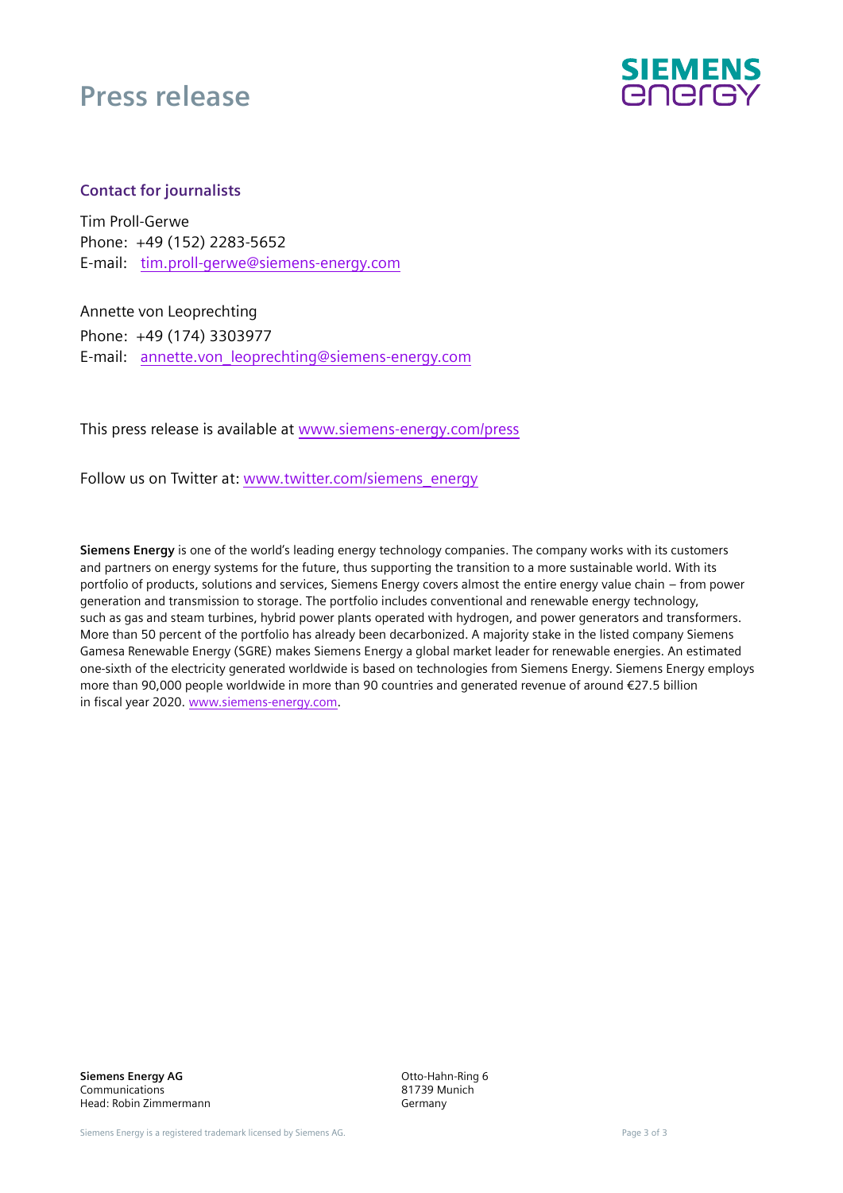# Press release

**Contact for journalists**

Tim Proll-Gerwe
Phone: +49 (152) 2283-5652
E-mail: tim.proll-gerwe@siemens-energy.com

Annette von Leoprechting
Phone: +49 (174) 3303977
E-mail: annette.von_leoprechting@siemens-energy.com

This press release is available at www.siemens-energy.com/press

Follow us on Twitter at: www.twitter.com/siemens_energy

**Siemens Energy** is one of the world's leading energy technology companies. The company works with its customers and partners on energy systems for the future, thus supporting the transition to a more sustainable world. With its portfolio of products, solutions and services, Siemens Energy covers almost the entire energy value chain – from power generation and transmission to storage. The portfolio includes conventional and renewable energy technology, such as gas and steam turbines, hybrid power plants operated with hydrogen, and power generators and transformers. More than 50 percent of the portfolio has already been decarbonized. A majority stake in the listed company Siemens Gamesa Renewable Energy (SGRE) makes Siemens Energy a global market leader for renewable energies. An estimated one-sixth of the electricity generated worldwide is based on technologies from Siemens Energy. Siemens Energy employs more than 90,000 people worldwide in more than 90 countries and generated revenue of around €27.5 billion in fiscal year 2020. www.siemens-energy.com.

**Siemens Energy AG**
Communications
Head: Robin Zimmermann

Otto-Hahn-Ring 6
81739 Munich
Germany

Siemens Energy is a registered trademark licensed by Siemens AG.